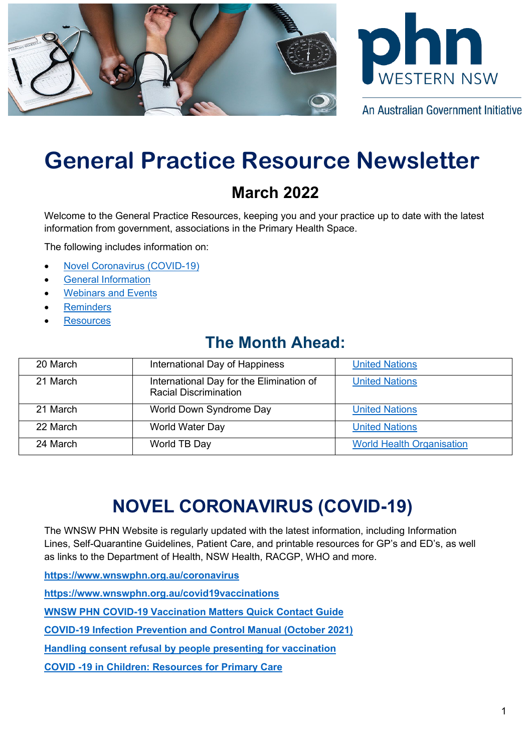phn WESTERN NSW

An Australian Government Initiative

# General Practice Resource Newsletter

## March 2022

Welcome to the General Practice Resources, keeping you and your practice up to date with the latest information from government, associations in the Primary Health Space.

The following includes information on:

- Novel Coronavirus (COVID-19)
- General Information
- Webinars and Events
- Reminders
- Resources

## The Month Ahead:

| 20 March | International Day of Happiness | United Nations |
|---|---|---|
| 21 March | International Day for the Elimination of Racial Discrimination | United Nations |
| 21 March | World Down Syndrome Day | United Nations |
| 22 March | World Water Day | United Nations |
| 24 March | World TB Day | World Health Organisation |

# NOVEL CORONAVIRUS (COVID-19)

The WNSW PHN Website is regularly updated with the latest information, including Information Lines, Self-Quarantine Guidelines, Patient Care, and printable resources for GP's and ED's, as well as links to the Department of Health, NSW Health, RACGP, WHO and more.

**https://www.wnswphn.org.au/coronavirus**

**https://www.wnswphn.org.au/covid19vaccinations**

**WNSW PHN COVID-19 Vaccination Matters Quick Contact Guide**

**COVID-19 Infection Prevention and Control Manual (October 2021)**

**Handling consent refusal by people presenting for vaccination**

**COVID -19 in Children: Resources for Primary Care**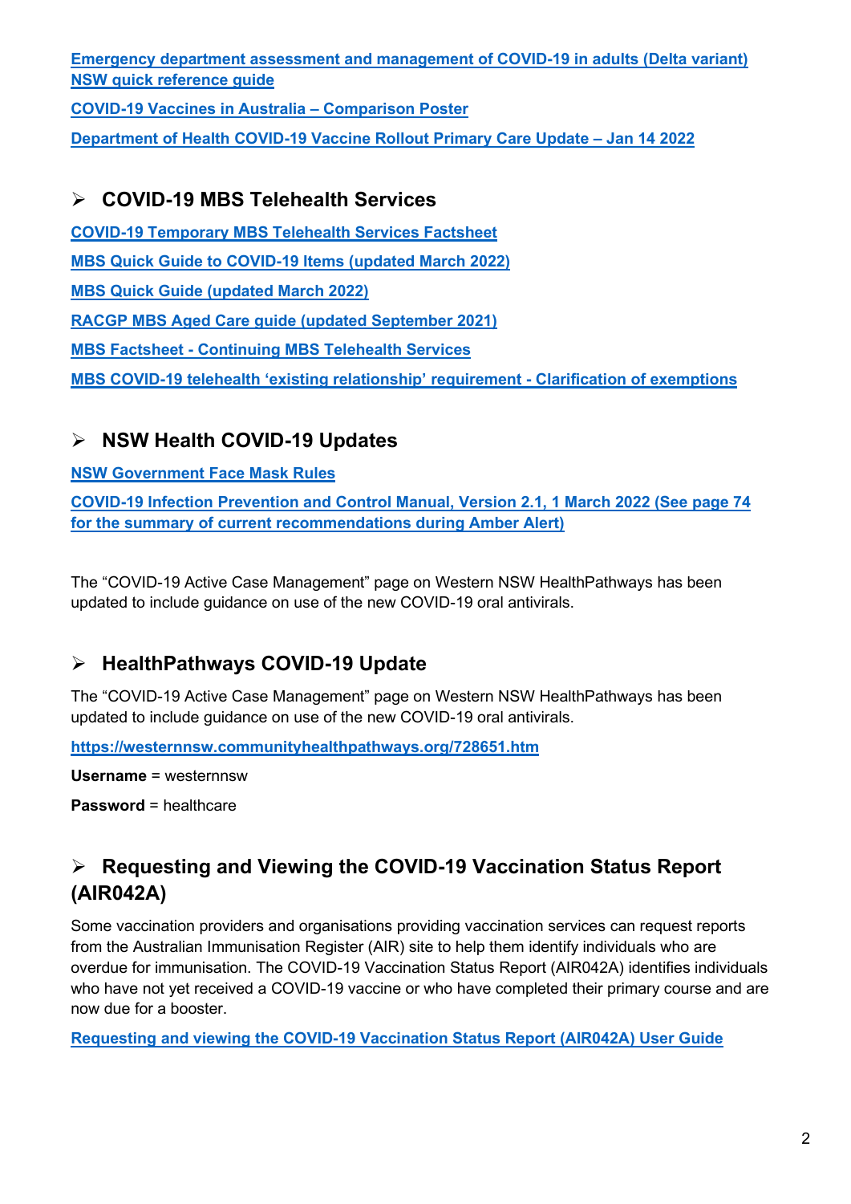[Emergency department assessment and management of COVID-19 in adults (Delta variant) NSW quick reference guide]

[COVID-19 Vaccines in Australia – Comparison Poster]

[Department of Health COVID-19 Vaccine Rollout Primary Care Update – Jan 14 2022]

## ➢ COVID-19 MBS Telehealth Services

[COVID-19 Temporary MBS Telehealth Services Factsheet]

[MBS Quick Guide to COVID-19 Items (updated March 2022)]

[MBS Quick Guide (updated March 2022)]

[RACGP MBS Aged Care guide (updated September 2021)]

[MBS Factsheet - Continuing MBS Telehealth Services]

[MBS COVID-19 telehealth 'existing relationship' requirement - Clarification of exemptions]

## ➢ NSW Health COVID-19 Updates

[NSW Government Face Mask Rules]

[COVID-19 Infection Prevention and Control Manual, Version 2.1, 1 March 2022 (See page 74 for the summary of current recommendations during Amber Alert)]

The "COVID-19 Active Case Management" page on Western NSW HealthPathways has been updated to include guidance on use of the new COVID-19 oral antivirals.

## ➢ HealthPathways COVID-19 Update

The "COVID-19 Active Case Management" page on Western NSW HealthPathways has been updated to include guidance on use of the new COVID-19 oral antivirals.

https://westernnsw.communityhealthpathways.org/728651.htm

**Username** = westernnsw

**Password** = healthcare

## ➢ Requesting and Viewing the COVID-19 Vaccination Status Report (AIR042A)

Some vaccination providers and organisations providing vaccination services can request reports from the Australian Immunisation Register (AIR) site to help them identify individuals who are overdue for immunisation. The COVID-19 Vaccination Status Report (AIR042A) identifies individuals who have not yet received a COVID-19 vaccine or who have completed their primary course and are now due for a booster.

[Requesting and viewing the COVID-19 Vaccination Status Report (AIR042A) User Guide]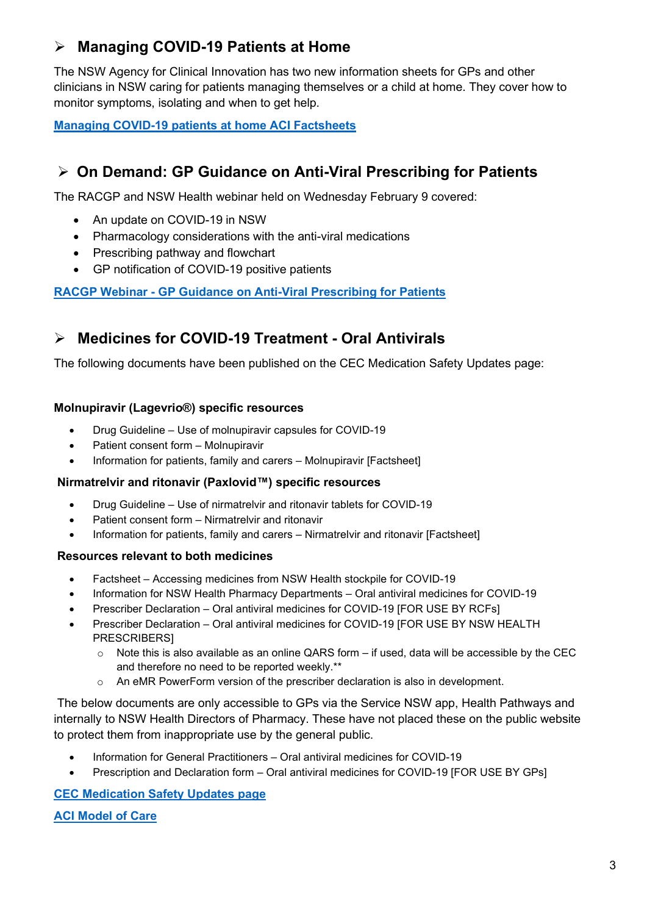## ➢ Managing COVID-19 Patients at Home

The NSW Agency for Clinical Innovation has two new information sheets for GPs and other clinicians in NSW caring for patients managing themselves or a child at home. They cover how to monitor symptoms, isolating and when to get help.

**Managing COVID-19 patients at home ACI Factsheets**

## ➢ On Demand: GP Guidance on Anti-Viral Prescribing for Patients

The RACGP and NSW Health webinar held on Wednesday February 9 covered:

- An update on COVID-19 in NSW
- Pharmacology considerations with the anti-viral medications
- Prescribing pathway and flowchart
- GP notification of COVID-19 positive patients

**RACGP Webinar - GP Guidance on Anti-Viral Prescribing for Patients**

## ➢ Medicines for COVID-19 Treatment - Oral Antivirals

The following documents have been published on the CEC Medication Safety Updates page:

**Molnupiravir (Lagevrio®) specific resources**

- Drug Guideline – Use of molnupiravir capsules for COVID-19
- Patient consent form – Molnupiravir
- Information for patients, family and carers – Molnupiravir [Factsheet]

**Nirmatrelvir and ritonavir (Paxlovid™) specific resources**

- Drug Guideline – Use of nirmatrelvir and ritonavir tablets for COVID-19
- Patient consent form – Nirmatrelvir and ritonavir
- Information for patients, family and carers – Nirmatrelvir and ritonavir [Factsheet]

**Resources relevant to both medicines**

- Factsheet – Accessing medicines from NSW Health stockpile for COVID-19
- Information for NSW Health Pharmacy Departments – Oral antiviral medicines for COVID-19
- Prescriber Declaration – Oral antiviral medicines for COVID-19 [FOR USE BY RCFs]
- Prescriber Declaration – Oral antiviral medicines for COVID-19 [FOR USE BY NSW HEALTH PRESCRIBERS]
  - Note this is also available as an online QARS form – if used, data will be accessible by the CEC and therefore no need to be reported weekly.**
  - An eMR PowerForm version of the prescriber declaration is also in development.

The below documents are only accessible to GPs via the Service NSW app, Health Pathways and internally to NSW Health Directors of Pharmacy. These have not placed these on the public website to protect them from inappropriate use by the general public.

- Information for General Practitioners – Oral antiviral medicines for COVID-19
- Prescription and Declaration form – Oral antiviral medicines for COVID-19 [FOR USE BY GPs]

**CEC Medication Safety Updates page**

**ACI Model of Care**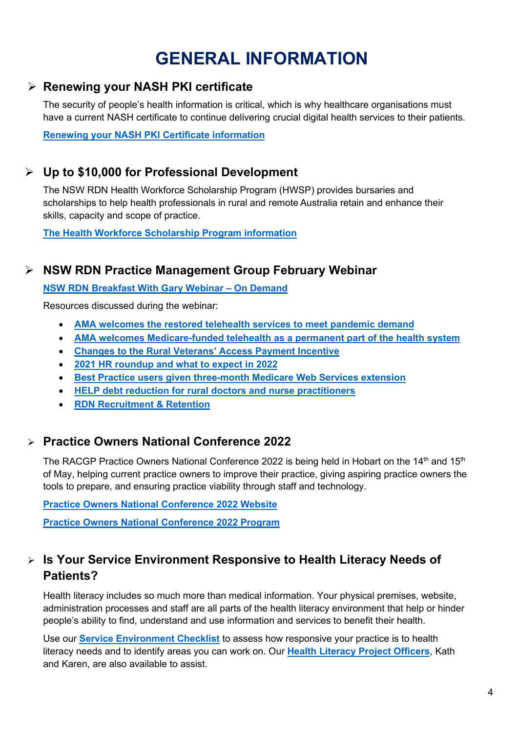# GENERAL INFORMATION

## Renewing your NASH PKI certificate

The security of people's health information is critical, which is why healthcare organisations must have a current NASH certificate to continue delivering crucial digital health services to their patients.

**Renewing your NASH PKI Certificate information**

## Up to $10,000 for Professional Development

The NSW RDN Health Workforce Scholarship Program (HWSP) provides bursaries and scholarships to help health professionals in rural and remote Australia retain and enhance their skills, capacity and scope of practice.

**The Health Workforce Scholarship Program information**

## NSW RDN Practice Management Group February Webinar

**NSW RDN Breakfast With Gary Webinar – On Demand**

Resources discussed during the webinar:

- **AMA welcomes the restored telehealth services to meet pandemic demand**
- **AMA welcomes Medicare-funded telehealth as a permanent part of the health system**
- **Changes to the Rural Veterans' Access Payment Incentive**
- **2021 HR roundup and what to expect in 2022**
- **Best Practice users given three-month Medicare Web Services extension**
- **HELP debt reduction for rural doctors and nurse practitioners**
- **RDN Recruitment & Retention**

## Practice Owners National Conference 2022

The RACGP Practice Owners National Conference 2022 is being held in Hobart on the 14th and 15th of May, helping current practice owners to improve their practice, giving aspiring practice owners the tools to prepare, and ensuring practice viability through staff and technology.

**Practice Owners National Conference 2022 Website**

**Practice Owners National Conference 2022 Program**

## Is Your Service Environment Responsive to Health Literacy Needs of Patients?

Health literacy includes so much more than medical information. Your physical premises, website, administration processes and staff are all parts of the health literacy environment that help or hinder people's ability to find, understand and use information and services to benefit their health.

Use our **Service Environment Checklist** to assess how responsive your practice is to health literacy needs and to identify areas you can work on. Our **Health Literacy Project Officers**, Kath and Karen, are also available to assist.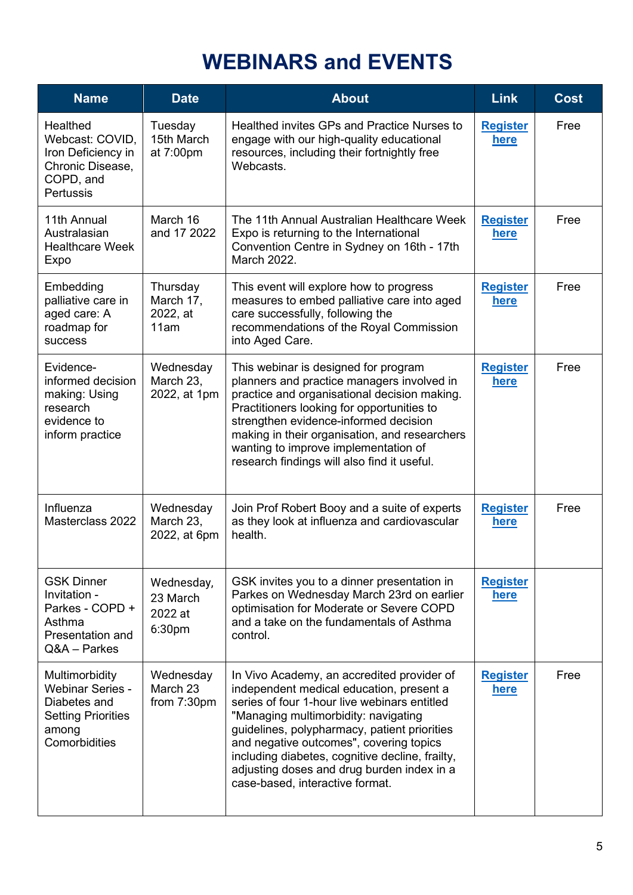# WEBINARS and EVENTS

| Name | Date | About | Link | Cost |
| --- | --- | --- | --- | --- |
| Healthed Webcast: COVID, Iron Deficiency in Chronic Disease, COPD, and Pertussis | Tuesday 15th March at 7:00pm | Healthed invites GPs and Practice Nurses to engage with our high-quality educational resources, including their fortnightly free Webcasts. | Register here | Free |
| 11th Annual Australasian Healthcare Week Expo | March 16 and 17 2022 | The 11th Annual Australian Healthcare Week Expo is returning to the International Convention Centre in Sydney on 16th - 17th March 2022. | Register here | Free |
| Embedding palliative care in aged care: A roadmap for success | Thursday March 17, 2022, at 11am | This event will explore how to progress measures to embed palliative care into aged care successfully, following the recommendations of the Royal Commission into Aged Care. | Register here | Free |
| Evidence-informed decision making: Using research evidence to inform practice | Wednesday March 23, 2022, at 1pm | This webinar is designed for program planners and practice managers involved in practice and organisational decision making. Practitioners looking for opportunities to strengthen evidence-informed decision making in their organisation, and researchers wanting to improve implementation of research findings will also find it useful. | Register here | Free |
| Influenza Masterclass 2022 | Wednesday March 23, 2022, at 6pm | Join Prof Robert Booy and a suite of experts as they look at influenza and cardiovascular health. | Register here | Free |
| GSK Dinner Invitation - Parkes - COPD + Asthma Presentation and Q&A – Parkes | Wednesday, 23 March 2022 at 6:30pm | GSK invites you to a dinner presentation in Parkes on Wednesday March 23rd on earlier optimisation for Moderate or Severe COPD and a take on the fundamentals of Asthma control. | Register here | |
| Multimorbidity Webinar Series - Diabetes and Setting Priorities among Comorbidities | Wednesday March 23 from 7:30pm | In Vivo Academy, an accredited provider of independent medical education, present a series of four 1-hour live webinars entitled "Managing multimorbidity: navigating guidelines, polypharmacy, patient priorities and negative outcomes", covering topics including diabetes, cognitive decline, frailty, adjusting doses and drug burden index in a case-based, interactive format. | Register here | Free |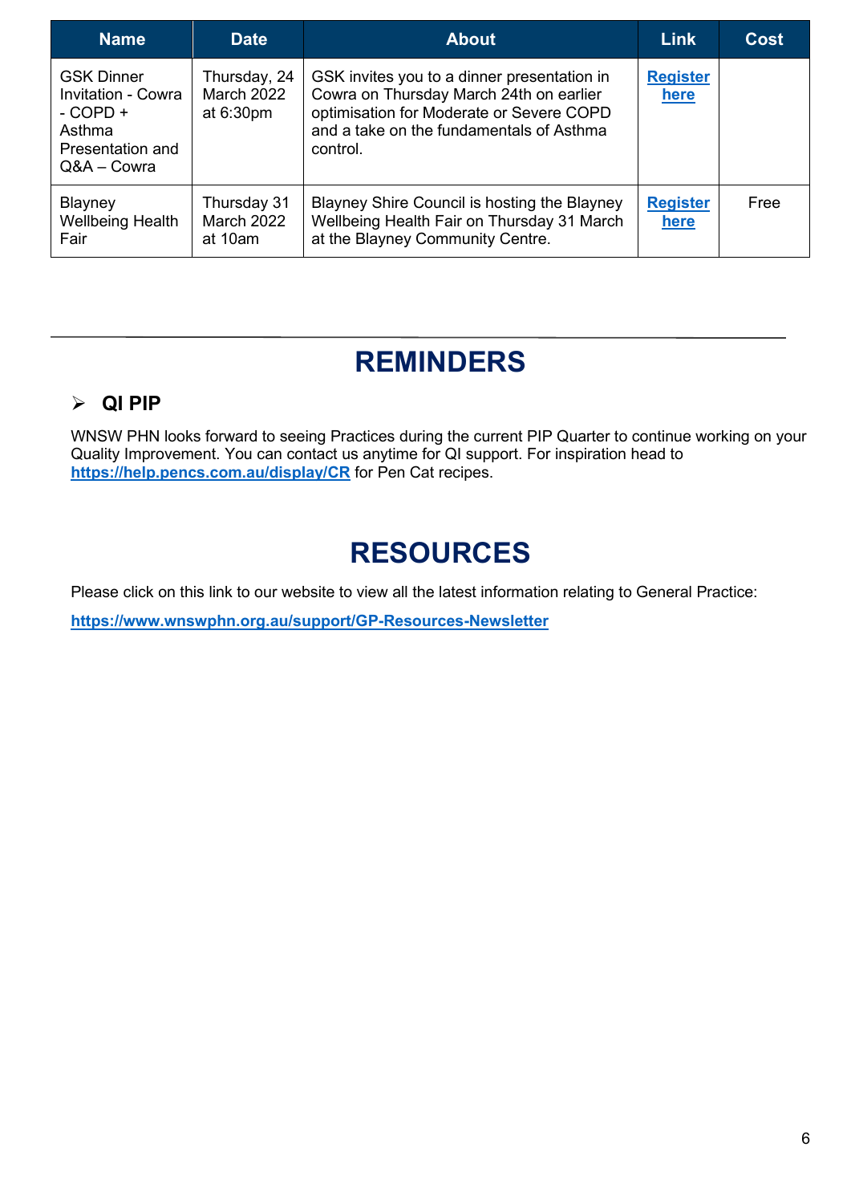| Name | Date | About | Link | Cost |
| --- | --- | --- | --- | --- |
| GSK Dinner Invitation - Cowra - COPD + Asthma Presentation and Q&A – Cowra | Thursday, 24 March 2022 at 6:30pm | GSK invites you to a dinner presentation in Cowra on Thursday March 24th on earlier optimisation for Moderate or Severe COPD and a take on the fundamentals of Asthma control. | **Register here** | |
| Blayney Wellbeing Health Fair | Thursday 31 March 2022 at 10am | Blayney Shire Council is hosting the Blayney Wellbeing Health Fair on Thursday 31 March at the Blayney Community Centre. | **Register here** | Free |

# REMINDERS

- **QI PIP**

WNSW PHN looks forward to seeing Practices during the current PIP Quarter to continue working on your Quality Improvement. You can contact us anytime for QI support. For inspiration head to **https://help.pencs.com.au/display/CR** for Pen Cat recipes.

# RESOURCES

Please click on this link to our website to view all the latest information relating to General Practice:

**https://www.wnswphn.org.au/support/GP-Resources-Newsletter**